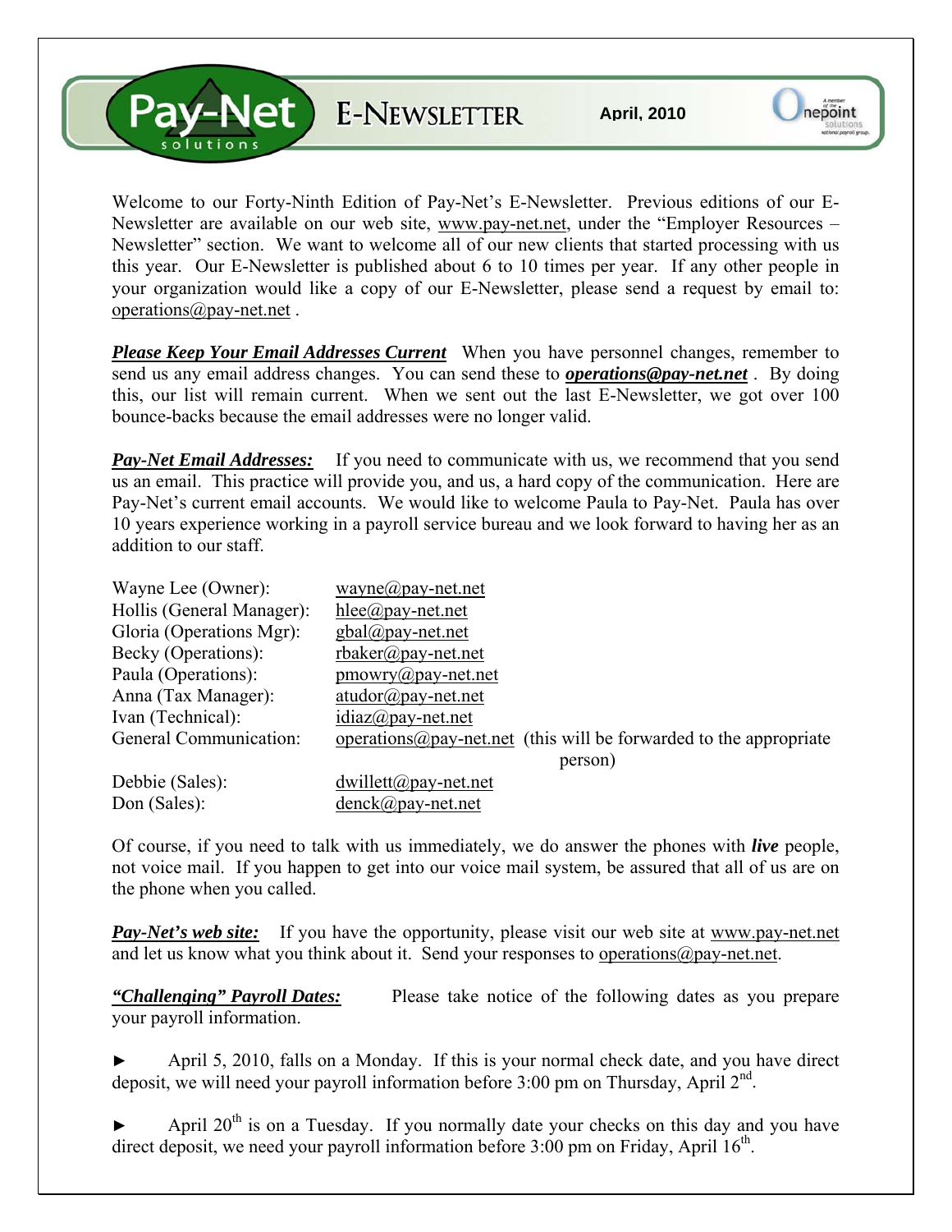# Pay-Net solutions E-NEWSLETTER

April, 2010

Onepoint solutions — A member of the national payroll group.

Welcome to our Forty-Ninth Edition of Pay-Net's E-Newsletter. Previous editions of our E-Newsletter are available on our web site, www.pay-net.net, under the "Employer Resources – Newsletter" section. We want to welcome all of our new clients that started processing with us this year. Our E-Newsletter is published about 6 to 10 times per year. If any other people in your organization would like a copy of our E-Newsletter, please send a request by email to: operations@pay-net.net .

***Please Keep Your Email Addresses Current*** When you have personnel changes, remember to send us any email address changes. You can send these to ***operations@pay-net.net*** . By doing this, our list will remain current. When we sent out the last E-Newsletter, we got over 100 bounce-backs because the email addresses were no longer valid.

***Pay-Net Email Addresses:*** If you need to communicate with us, we recommend that you send us an email. This practice will provide you, and us, a hard copy of the communication. Here are Pay-Net's current email accounts. We would like to welcome Paula to Pay-Net. Paula has over 10 years experience working in a payroll service bureau and we look forward to having her as an addition to our staff.

| | |
|---|---|
| Wayne Lee (Owner): | wayne@pay-net.net |
| Hollis (General Manager): | hlee@pay-net.net |
| Gloria (Operations Mgr): | gbal@pay-net.net |
| Becky (Operations): | rbaker@pay-net.net |
| Paula (Operations): | pmowry@pay-net.net |
| Anna (Tax Manager): | atudor@pay-net.net |
| Ivan (Technical): | idiaz@pay-net.net |
| General Communication: | operations@pay-net.net (this will be forwarded to the appropriate person) |
| Debbie (Sales): | dwillett@pay-net.net |
| Don (Sales): | denck@pay-net.net |

Of course, if you need to talk with us immediately, we do answer the phones with ***live*** people, not voice mail. If you happen to get into our voice mail system, be assured that all of us are on the phone when you called.

***Pay-Net's web site:*** If you have the opportunity, please visit our web site at www.pay-net.net and let us know what you think about it. Send your responses to operations@pay-net.net.

***"Challenging" Payroll Dates:*** Please take notice of the following dates as you prepare your payroll information.

► April 5, 2010, falls on a Monday. If this is your normal check date, and you have direct deposit, we will need your payroll information before 3:00 pm on Thursday, April 2nd.

► April 20th is on a Tuesday. If you normally date your checks on this day and you have direct deposit, we need your payroll information before 3:00 pm on Friday, April 16th.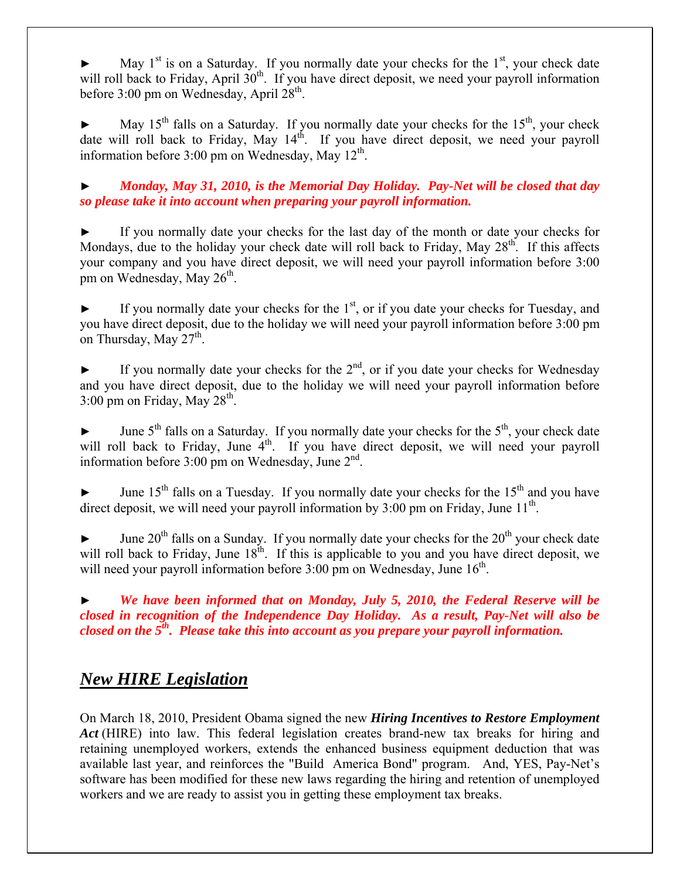► May 1st is on a Saturday. If you normally date your checks for the 1st, your check date will roll back to Friday, April 30th. If you have direct deposit, we need your payroll information before 3:00 pm on Wednesday, April 28th.

► May 15th falls on a Saturday. If you normally date your checks for the 15th, your check date will roll back to Friday, May 14th. If you have direct deposit, we need your payroll information before 3:00 pm on Wednesday, May 12th.

► ***Monday, May 31, 2010, is the Memorial Day Holiday. Pay-Net will be closed that day so please take it into account when preparing your payroll information.***

► If you normally date your checks for the last day of the month or date your checks for Mondays, due to the holiday your check date will roll back to Friday, May 28th. If this affects your company and you have direct deposit, we will need your payroll information before 3:00 pm on Wednesday, May 26th.

► If you normally date your checks for the 1st, or if you date your checks for Tuesday, and you have direct deposit, due to the holiday we will need your payroll information before 3:00 pm on Thursday, May 27th.

► If you normally date your checks for the 2nd, or if you date your checks for Wednesday and you have direct deposit, due to the holiday we will need your payroll information before 3:00 pm on Friday, May 28th.

► June 5th falls on a Saturday. If you normally date your checks for the 5th, your check date will roll back to Friday, June 4th. If you have direct deposit, we will need your payroll information before 3:00 pm on Wednesday, June 2nd.

► June 15th falls on a Tuesday. If you normally date your checks for the 15th and you have direct deposit, we will need your payroll information by 3:00 pm on Friday, June 11th.

► June 20th falls on a Sunday. If you normally date your checks for the 20th your check date will roll back to Friday, June 18th. If this is applicable to you and you have direct deposit, we will need your payroll information before 3:00 pm on Wednesday, June 16th.

► ***We have been informed that on Monday, July 5, 2010, the Federal Reserve will be closed in recognition of the Independence Day Holiday. As a result, Pay-Net will also be closed on the 5th. Please take this into account as you prepare your payroll information.***

## *New HIRE Legislation*

On March 18, 2010, President Obama signed the new ***Hiring Incentives to Restore Employment Act*** (HIRE) into law. This federal legislation creates brand-new tax breaks for hiring and retaining unemployed workers, extends the enhanced business equipment deduction that was available last year, and reinforces the "Build America Bond" program. And, YES, Pay-Net's software has been modified for these new laws regarding the hiring and retention of unemployed workers and we are ready to assist you in getting these employment tax breaks.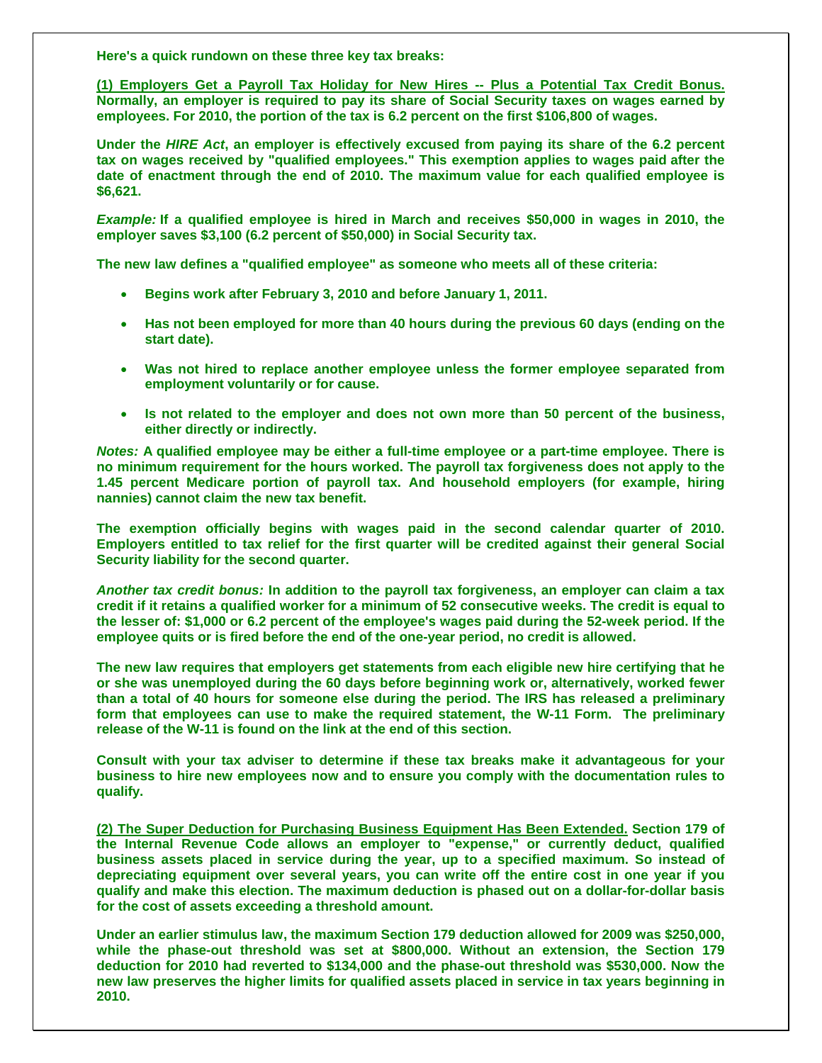**Here's a quick rundown on these three key tax breaks:**

**(1) Employers Get a Payroll Tax Holiday for New Hires -- Plus a Potential Tax Credit Bonus.** **Normally, an employer is required to pay its share of Social Security taxes on wages earned by employees. For 2010, the portion of the tax is 6.2 percent on the first $106,800 of wages.**

**Under the *HIRE Act*, an employer is effectively excused from paying its share of the 6.2 percent tax on wages received by "qualified employees." This exemption applies to wages paid after the date of enactment through the end of 2010. The maximum value for each qualified employee is $6,621.**

***Example:*** **If a qualified employee is hired in March and receives $50,000 in wages in 2010, the employer saves $3,100 (6.2 percent of $50,000) in Social Security tax.**

**The new law defines a "qualified employee" as someone who meets all of these criteria:**

- **Begins work after February 3, 2010 and before January 1, 2011.**
- **Has not been employed for more than 40 hours during the previous 60 days (ending on the start date).**
- **Was not hired to replace another employee unless the former employee separated from employment voluntarily or for cause.**
- **Is not related to the employer and does not own more than 50 percent of the business, either directly or indirectly.**

***Notes:*** **A qualified employee may be either a full-time employee or a part-time employee. There is no minimum requirement for the hours worked. The payroll tax forgiveness does not apply to the 1.45 percent Medicare portion of payroll tax. And household employers (for example, hiring nannies) cannot claim the new tax benefit.**

**The exemption officially begins with wages paid in the second calendar quarter of 2010. Employers entitled to tax relief for the first quarter will be credited against their general Social Security liability for the second quarter.**

***Another tax credit bonus:*** **In addition to the payroll tax forgiveness, an employer can claim a tax credit if it retains a qualified worker for a minimum of 52 consecutive weeks. The credit is equal to the lesser of: $1,000 or 6.2 percent of the employee's wages paid during the 52-week period. If the employee quits or is fired before the end of the one-year period, no credit is allowed.**

**The new law requires that employers get statements from each eligible new hire certifying that he or she was unemployed during the 60 days before beginning work or, alternatively, worked fewer than a total of 40 hours for someone else during the period. The IRS has released a preliminary form that employees can use to make the required statement, the W-11 Form. The preliminary release of the W-11 is found on the link at the end of this section.**

**Consult with your tax adviser to determine if these tax breaks make it advantageous for your business to hire new employees now and to ensure you comply with the documentation rules to qualify.**

**(2) The Super Deduction for Purchasing Business Equipment Has Been Extended.** **Section 179 of the Internal Revenue Code allows an employer to "expense," or currently deduct, qualified business assets placed in service during the year, up to a specified maximum. So instead of depreciating equipment over several years, you can write off the entire cost in one year if you qualify and make this election. The maximum deduction is phased out on a dollar-for-dollar basis for the cost of assets exceeding a threshold amount.**

**Under an earlier stimulus law, the maximum Section 179 deduction allowed for 2009 was $250,000, while the phase-out threshold was set at $800,000. Without an extension, the Section 179 deduction for 2010 had reverted to $134,000 and the phase-out threshold was $530,000. Now the new law preserves the higher limits for qualified assets placed in service in tax years beginning in 2010.**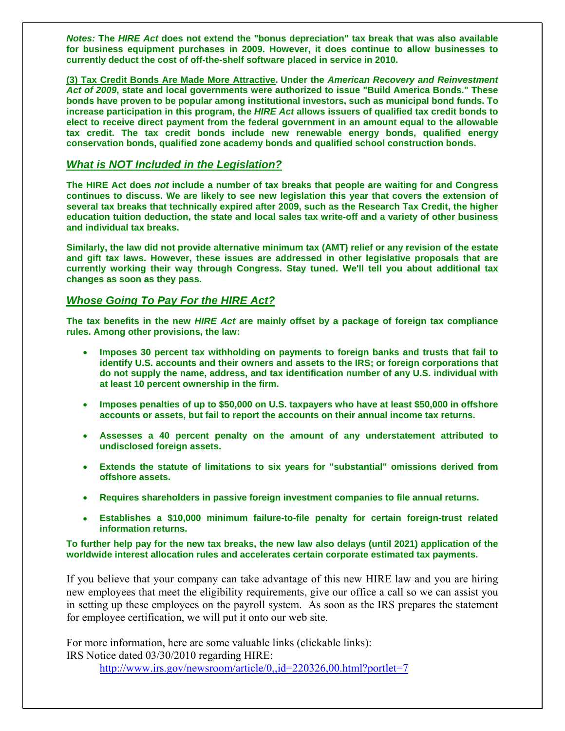***Notes:*** **The *HIRE Act* does not extend the "bonus depreciation" tax break that was also available for business equipment purchases in 2009. However, it does continue to allow businesses to currently deduct the cost of off-the-shelf software placed in service in 2010.**

**(3) Tax Credit Bonds Are Made More Attractive. Under the *American Recovery and Reinvestment Act of 2009*, state and local governments were authorized to issue "Build America Bonds." These bonds have proven to be popular among institutional investors, such as municipal bond funds. To increase participation in this program, the *HIRE Act* allows issuers of qualified tax credit bonds to elect to receive direct payment from the federal government in an amount equal to the allowable tax credit. The tax credit bonds include new renewable energy bonds, qualified energy conservation bonds, qualified zone academy bonds and qualified school construction bonds.**

## *What is NOT Included in the Legislation?*

**The HIRE Act does *not* include a number of tax breaks that people are waiting for and Congress continues to discuss. We are likely to see new legislation this year that covers the extension of several tax breaks that technically expired after 2009, such as the Research Tax Credit, the higher education tuition deduction, the state and local sales tax write-off and a variety of other business and individual tax breaks.**

**Similarly, the law did not provide alternative minimum tax (AMT) relief or any revision of the estate and gift tax laws. However, these issues are addressed in other legislative proposals that are currently working their way through Congress. Stay tuned. We'll tell you about additional tax changes as soon as they pass.**

## *Whose Going To Pay For the HIRE Act?*

**The tax benefits in the new *HIRE Act* are mainly offset by a package of foreign tax compliance rules. Among other provisions, the law:**

- **Imposes 30 percent tax withholding on payments to foreign banks and trusts that fail to identify U.S. accounts and their owners and assets to the IRS; or foreign corporations that do not supply the name, address, and tax identification number of any U.S. individual with at least 10 percent ownership in the firm.**
- **Imposes penalties of up to $50,000 on U.S. taxpayers who have at least $50,000 in offshore accounts or assets, but fail to report the accounts on their annual income tax returns.**
- **Assesses a 40 percent penalty on the amount of any understatement attributed to undisclosed foreign assets.**
- **Extends the statute of limitations to six years for "substantial" omissions derived from offshore assets.**
- **Requires shareholders in passive foreign investment companies to file annual returns.**
- **Establishes a $10,000 minimum failure-to-file penalty for certain foreign-trust related information returns.**

**To further help pay for the new tax breaks, the new law also delays (until 2021) application of the worldwide interest allocation rules and accelerates certain corporate estimated tax payments.**

If you believe that your company can take advantage of this new HIRE law and you are hiring new employees that meet the eligibility requirements, give our office a call so we can assist you in setting up these employees on the payroll system. As soon as the IRS prepares the statement for employee certification, we will put it onto our web site.

For more information, here are some valuable links (clickable links):
IRS Notice dated 03/30/2010 regarding HIRE:

[http://www.irs.gov/newsroom/article/0,,id=220326,00.html?portlet=7](http://www.irs.gov/newsroom/article/0,,id=220326,00.html?portlet=7)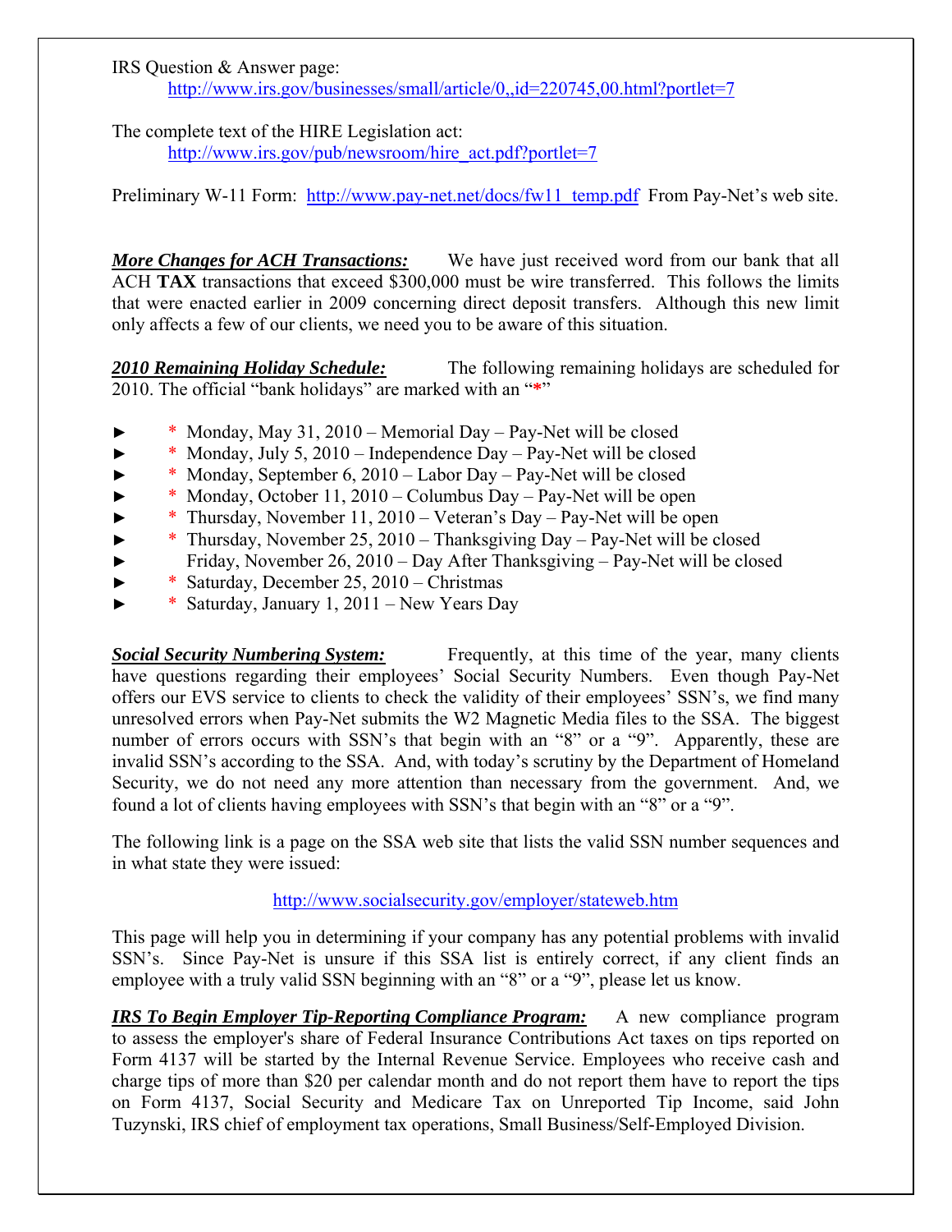IRS Question & Answer page:
[http://www.irs.gov/businesses/small/article/0,,id=220745,00.html?portlet=7](http://www.irs.gov/businesses/small/article/0,,id=220745,00.html?portlet=7)

The complete text of the HIRE Legislation act:
[http://www.irs.gov/pub/newsroom/hire_act.pdf?portlet=7](http://www.irs.gov/pub/newsroom/hire_act.pdf?portlet=7)

Preliminary W-11 Form: [http://www.pay-net.net/docs/fw11_temp.pdf](http://www.pay-net.net/docs/fw11_temp.pdf) From Pay-Net's web site.

***More Changes for ACH Transactions:*** We have just received word from our bank that all ACH **TAX** transactions that exceed $300,000 must be wire transferred. This follows the limits that were enacted earlier in 2009 concerning direct deposit transfers. Although this new limit only affects a few of our clients, we need you to be aware of this situation.

***2010 Remaining Holiday Schedule:*** The following remaining holidays are scheduled for 2010. The official "bank holidays" are marked with an "*"

- \* Monday, May 31, 2010 – Memorial Day – Pay-Net will be closed
- \* Monday, July 5, 2010 – Independence Day – Pay-Net will be closed
- \* Monday, September 6, 2010 – Labor Day – Pay-Net will be closed
- \* Monday, October 11, 2010 – Columbus Day – Pay-Net will be open
- \* Thursday, November 11, 2010 – Veteran's Day – Pay-Net will be open
- \* Thursday, November 25, 2010 – Thanksgiving Day – Pay-Net will be closed
- Friday, November 26, 2010 – Day After Thanksgiving – Pay-Net will be closed
- \* Saturday, December 25, 2010 – Christmas
- \* Saturday, January 1, 2011 – New Years Day

***Social Security Numbering System:*** Frequently, at this time of the year, many clients have questions regarding their employees' Social Security Numbers. Even though Pay-Net offers our EVS service to clients to check the validity of their employees' SSN's, we find many unresolved errors when Pay-Net submits the W2 Magnetic Media files to the SSA. The biggest number of errors occurs with SSN's that begin with an "8" or a "9". Apparently, these are invalid SSN's according to the SSA. And, with today's scrutiny by the Department of Homeland Security, we do not need any more attention than necessary from the government. And, we found a lot of clients having employees with SSN's that begin with an "8" or a "9".

The following link is a page on the SSA web site that lists the valid SSN number sequences and in what state they were issued:

[http://www.socialsecurity.gov/employer/stateweb.htm](http://www.socialsecurity.gov/employer/stateweb.htm)

This page will help you in determining if your company has any potential problems with invalid SSN's. Since Pay-Net is unsure if this SSA list is entirely correct, if any client finds an employee with a truly valid SSN beginning with an "8" or a "9", please let us know.

***IRS To Begin Employer Tip-Reporting Compliance Program:*** A new compliance program to assess the employer's share of Federal Insurance Contributions Act taxes on tips reported on Form 4137 will be started by the Internal Revenue Service. Employees who receive cash and charge tips of more than $20 per calendar month and do not report them have to report the tips on Form 4137, Social Security and Medicare Tax on Unreported Tip Income, said John Tuzynski, IRS chief of employment tax operations, Small Business/Self-Employed Division.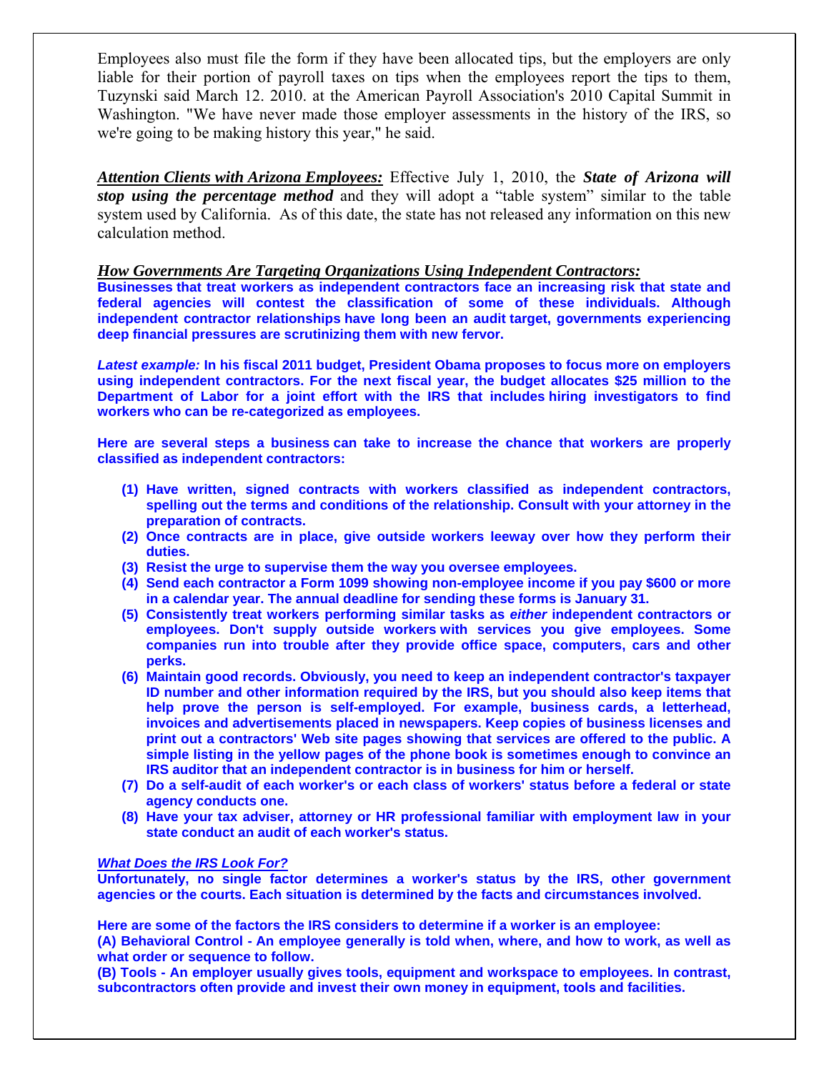Employees also must file the form if they have been allocated tips, but the employers are only liable for their portion of payroll taxes on tips when the employees report the tips to them, Tuzynski said March 12. 2010. at the American Payroll Association's 2010 Capital Summit in Washington. "We have never made those employer assessments in the history of the IRS, so we're going to be making history this year," he said.

***<u>Attention Clients with Arizona Employees:</u>*** Effective July 1, 2010, the ***State of Arizona will stop using the percentage method*** and they will adopt a "table system" similar to the table system used by California. As of this date, the state has not released any information on this new calculation method.

***<u>How Governments Are Targeting Organizations Using Independent Contractors:</u>***

**Businesses that treat workers as independent contractors face an increasing risk that state and federal agencies will contest the classification of some of these individuals. Although independent contractor relationships have long been an audit target, governments experiencing deep financial pressures are scrutinizing them with new fervor.**

***Latest example:*** **In his fiscal 2011 budget, President Obama proposes to focus more on employers using independent contractors. For the next fiscal year, the budget allocates $25 million to the Department of Labor for a joint effort with the IRS that includes hiring investigators to find workers who can be re-categorized as employees.**

**Here are several steps a business can take to increase the chance that workers are properly classified as independent contractors:**

1. **Have written, signed contracts with workers classified as independent contractors, spelling out the terms and conditions of the relationship. Consult with your attorney in the preparation of contracts.**
2. **Once contracts are in place, give outside workers leeway over how they perform their duties.**
3. **Resist the urge to supervise them the way you oversee employees.**
4. **Send each contractor a Form 1099 showing non-employee income if you pay $600 or more in a calendar year. The annual deadline for sending these forms is January 31.**
5. **Consistently treat workers performing similar tasks as *either* independent contractors or employees. Don't supply outside workers with services you give employees. Some companies run into trouble after they provide office space, computers, cars and other perks.**
6. **Maintain good records. Obviously, you need to keep an independent contractor's taxpayer ID number and other information required by the IRS, but you should also keep items that help prove the person is self-employed. For example, business cards, a letterhead, invoices and advertisements placed in newspapers. Keep copies of business licenses and print out a contractors' Web site pages showing that services are offered to the public. A simple listing in the yellow pages of the phone book is sometimes enough to convince an IRS auditor that an independent contractor is in business for him or herself.**
7. **Do a self-audit of each worker's or each class of workers' status before a federal or state agency conducts one.**
8. **Have your tax adviser, attorney or HR professional familiar with employment law in your state conduct an audit of each worker's status.**

***<u>What Does the IRS Look For?</u>***

**Unfortunately, no single factor determines a worker's status by the IRS, other government agencies or the courts. Each situation is determined by the facts and circumstances involved.**

**Here are some of the factors the IRS considers to determine if a worker is an employee:**

**(A) Behavioral Control - An employee generally is told when, where, and how to work, as well as what order or sequence to follow.**

**(B) Tools - An employer usually gives tools, equipment and workspace to employees. In contrast, subcontractors often provide and invest their own money in equipment, tools and facilities.**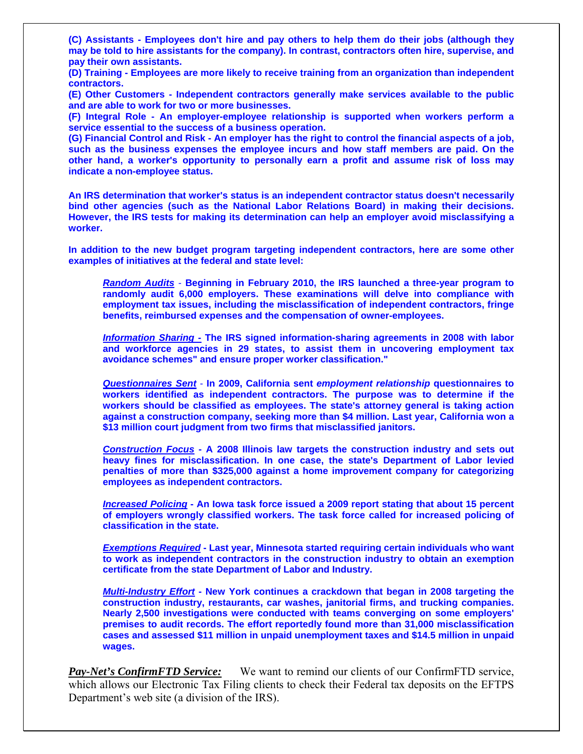**(C) Assistants - Employees don't hire and pay others to help them do their jobs (although they may be told to hire assistants for the company). In contrast, contractors often hire, supervise, and pay their own assistants.**

**(D) Training - Employees are more likely to receive training from an organization than independent contractors.**

**(E) Other Customers - Independent contractors generally make services available to the public and are able to work for two or more businesses.**

**(F) Integral Role - An employer-employee relationship is supported when workers perform a service essential to the success of a business operation.**

**(G) Financial Control and Risk - An employer has the right to control the financial aspects of a job, such as the business expenses the employee incurs and how staff members are paid. On the other hand, a worker's opportunity to personally earn a profit and assume risk of loss may indicate a non-employee status.**

**An IRS determination that worker's status is an independent contractor status doesn't necessarily bind other agencies (such as the National Labor Relations Board) in making their decisions. However, the IRS tests for making its determination can help an employer avoid misclassifying a worker.**

**In addition to the new budget program targeting independent contractors, here are some other examples of initiatives at the federal and state level:**

> ***Random Audits*** - **Beginning in February 2010, the IRS launched a three-year program to randomly audit 6,000 employers. These examinations will delve into compliance with employment tax issues, including the misclassification of independent contractors, fringe benefits, reimbursed expenses and the compensation of owner-employees.**
>
> ***Information Sharing -*** **The IRS signed information-sharing agreements in 2008 with labor and workforce agencies in 29 states, to assist them in uncovering employment tax avoidance schemes" and ensure proper worker classification."**
>
> ***Questionnaires Sent*** - **In 2009, California sent *employment relationship* questionnaires to workers identified as independent contractors. The purpose was to determine if the workers should be classified as employees. The state's attorney general is taking action against a construction company, seeking more than $4 million. Last year, California won a $13 million court judgment from two firms that misclassified janitors.**
>
> ***Construction Focus*** **- A 2008 Illinois law targets the construction industry and sets out heavy fines for misclassification. In one case, the state's Department of Labor levied penalties of more than $325,000 against a home improvement company for categorizing employees as independent contractors.**
>
> ***Increased Policing*** **- An Iowa task force issued a 2009 report stating that about 15 percent of employers wrongly classified workers. The task force called for increased policing of classification in the state.**
>
> ***Exemptions Required*** **- Last year, Minnesota started requiring certain individuals who want to work as independent contractors in the construction industry to obtain an exemption certificate from the state Department of Labor and Industry.**
>
> ***Multi-Industry Effort*** **- New York continues a crackdown that began in 2008 targeting the construction industry, restaurants, car washes, janitorial firms, and trucking companies. Nearly 2,500 investigations were conducted with teams converging on some employers' premises to audit records. The effort reportedly found more than 31,000 misclassification cases and assessed $11 million in unpaid unemployment taxes and $14.5 million in unpaid wages.**

***Pay-Net's ConfirmFTD Service:*** We want to remind our clients of our ConfirmFTD service, which allows our Electronic Tax Filing clients to check their Federal tax deposits on the EFTPS Department's web site (a division of the IRS).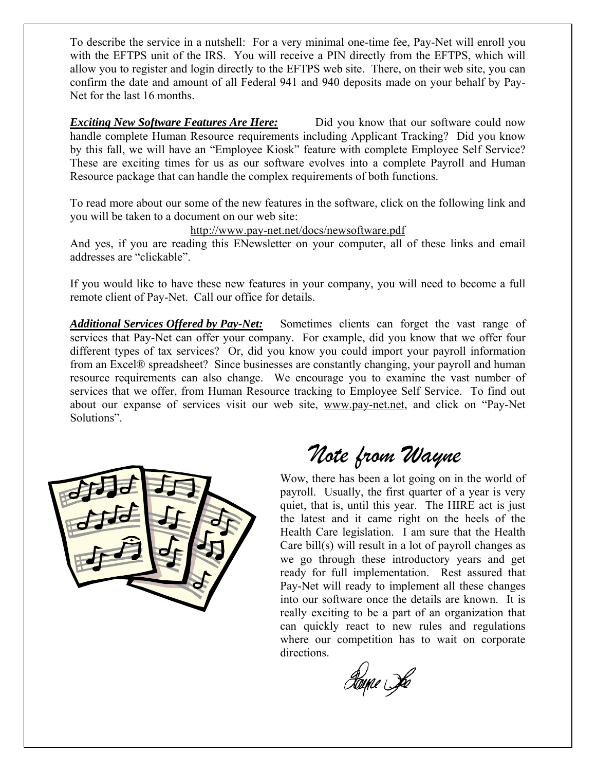To describe the service in a nutshell: For a very minimal one-time fee, Pay-Net will enroll you with the EFTPS unit of the IRS. You will receive a PIN directly from the EFTPS, which will allow you to register and login directly to the EFTPS web site. There, on their web site, you can confirm the date and amount of all Federal 941 and 940 deposits made on your behalf by Pay-Net for the last 16 months.

***Exciting New Software Features Are Here:*** Did you know that our software could now handle complete Human Resource requirements including Applicant Tracking? Did you know by this fall, we will have an "Employee Kiosk" feature with complete Employee Self Service? These are exciting times for us as our software evolves into a complete Payroll and Human Resource package that can handle the complex requirements of both functions.

To read more about our some of the new features in the software, click on the following link and you will be taken to a document on our web site:

http://www.pay-net.net/docs/newsoftware.pdf

And yes, if you are reading this ENewsletter on your computer, all of these links and email addresses are "clickable".

If you would like to have these new features in your company, you will need to become a full remote client of Pay-Net. Call our office for details.

***Additional Services Offered by Pay-Net:*** Sometimes clients can forget the vast range of services that Pay-Net can offer your company. For example, did you know that we offer four different types of tax services? Or, did you know you could import your payroll information from an Excel® spreadsheet? Since businesses are constantly changing, your payroll and human resource requirements can also change. We encourage you to examine the vast number of services that we offer, from Human Resource tracking to Employee Self Service. To find out about our expanse of services visit our web site, www.pay-net.net, and click on "Pay-Net Solutions".

## *Note from Wayne*

Wow, there has been a lot going on in the world of payroll. Usually, the first quarter of a year is very quiet, that is, until this year. The HIRE act is just the latest and it came right on the heels of the Health Care legislation. I am sure that the Health Care bill(s) will result in a lot of payroll changes as we go through these introductory years and get ready for full implementation. Rest assured that Pay-Net will ready to implement all these changes into our software once the details are known. It is really exciting to be a part of an organization that can quickly react to new rules and regulations where our competition has to wait on corporate directions.

*Wayne Fox*